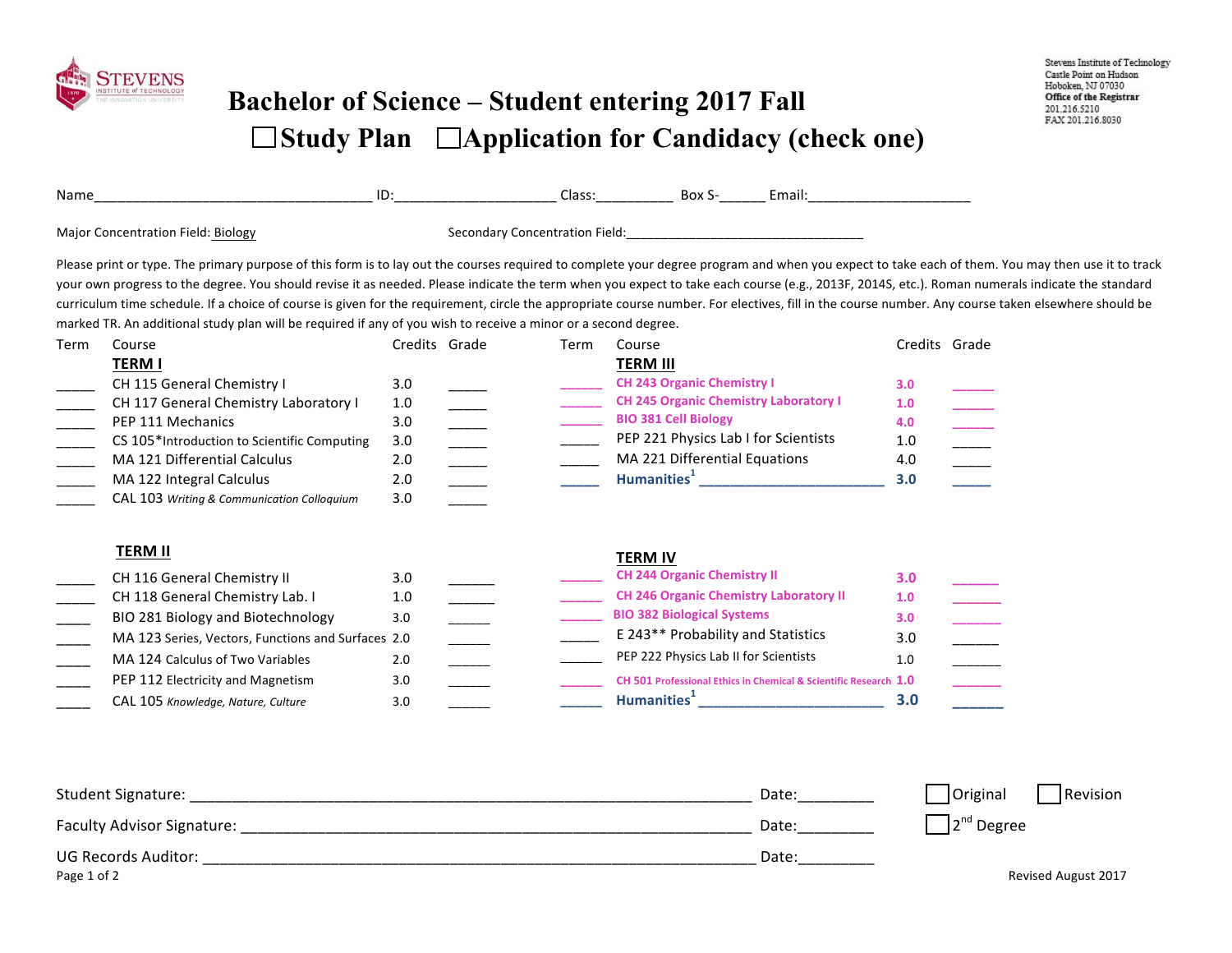Stevens Institute of Technology
Castle Point on Hudson
Hoboken, NJ 07030
Office of the Registrar
201.216.5210
FAX 201.216.8030

# Bachelor of Science – Student entering 2017 Fall

## ☐ Study Plan ☐ Application for Candidacy (check one)

Name_________________________________ ID:___________________ Class:__________ Box S-______ Email:_____________________

Major Concentration Field: Biology    Secondary Concentration Field:_________________________________

Please print or type. The primary purpose of this form is to lay out the courses required to complete your degree program and when you expect to take each of them. You may then use it to track your own progress to the degree. You should revise it as needed. Please indicate the term when you expect to take each course (e.g., 2013F, 2014S, etc.). Roman numerals indicate the standard curriculum time schedule. If a choice of course is given for the requirement, circle the appropriate course number. For electives, fill in the course number. Any course taken elsewhere should be marked TR. An additional study plan will be required if any of you wish to receive a minor or a second degree.

| Term | Course | Credits | Grade |
|---|---|---|---|
| | **TERM I** | | |
| _____ | CH 115 General Chemistry I | 3.0 | _____ |
| _____ | CH 117 General Chemistry Laboratory I | 1.0 | _____ |
| _____ | PEP 111 Mechanics | 3.0 | _____ |
| _____ | CS 105*Introduction to Scientific Computing | 3.0 | _____ |
| _____ | MA 121 Differential Calculus | 2.0 | _____ |
| _____ | MA 122 Integral Calculus | 2.0 | _____ |
| _____ | CAL 103 *Writing & Communication Colloquium* | 3.0 | _____ |
| | **TERM II** | | |
| _____ | CH 116 General Chemistry II | 3.0 | _____ |
| _____ | CH 118 General Chemistry Lab. I | 1.0 | _____ |
| _____ | BIO 281 Biology and Biotechnology | 3.0 | _____ |
| _____ | MA 123 Series, Vectors, Functions and Surfaces | 2.0 | _____ |
| _____ | MA 124 Calculus of Two Variables | 2.0 | _____ |
| _____ | PEP 112 Electricity and Magnetism | 3.0 | _____ |
| _____ | CAL 105 *Knowledge, Nature, Culture* | 3.0 | _____ |

| Term | Course | Credits | Grade |
|---|---|---|---|
| | **TERM III** | | |
| _____ | **CH 243 Organic Chemistry I** | **3.0** | _____ |
| _____ | **CH 245 Organic Chemistry Laboratory I** | **1.0** | _____ |
| _____ | **BIO 381 Cell Biology** | **4.0** | _____ |
| _____ | PEP 221 Physics Lab I for Scientists | 1.0 | _____ |
| _____ | MA 221 Differential Equations | 4.0 | _____ |
| _____ | **Humanities[1]** ______________________ | **3.0** | _____ |
| | **TERM IV** | | |
| _____ | **CH 244 Organic Chemistry II** | **3.0** | _____ |
| _____ | **CH 246 Organic Chemistry Laboratory II** | **1.0** | _____ |
| _____ | **BIO 382 Biological Systems** | **3.0** | _____ |
| _____ | E 243** Probability and Statistics | 3.0 | _____ |
| _____ | PEP 222 Physics Lab II for Scientists | 1.0 | _____ |
| _____ | **CH 501 Professional Ethics in Chemical & Scientific Research** | **1.0** | _____ |
| _____ | **Humanities[1]** ______________________ | **3.0** | _____ |

Student Signature: ____________________________________________ Date:_________    ☐ Original ☐ Revision

Faculty Advisor Signature: ______________________________________ Date:_________    ☐ 2nd Degree

UG Records Auditor: ___________________________________________ Date:_________

Revised August 2017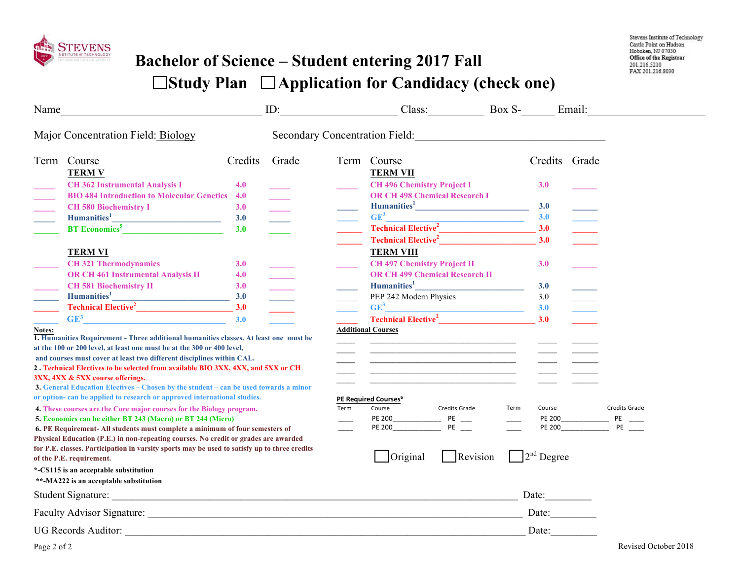# Bachelor of Science – Student entering 2017 Fall

☐ Study Plan ☐ Application for Candidacy (check one)

Stevens Institute of Technology
Castle Point on Hudson
Hoboken, NJ 07030
Office of the Registrar
201.216.5210
FAX 201.216.8030

Name____________________________________ ID:_____________________ Class:__________ Box S-______ Email:_____________________

Major Concentration Field: Biology Secondary Concentration Field:___________________________________

| Term | Course | Credits | Grade |
|---|---|---|---|
| | **TERM V** | | |
| _____ | CH 362 Instrumental Analysis I | 4.0 | _____ |
| _____ | BIO 484 Introduction to Molecular Genetics | 4.0 | _____ |
| _____ | CH 580 Biochemistry I | 3.0 | _____ |
| _____ | Humanities[1]________________________ | 3.0 | _____ |
| _____ | BT Economics[5]______________________ | 3.0 | _____ |
| | **TERM VI** | | |
| _____ | CH 321 Thermodynamics | 3.0 | _____ |
| | OR CH 461 Instrumental Analysis II | 4.0 | _____ |
| _____ | CH 581 Biochemistry II | 3.0 | _____ |
| _____ | Humanities[1]________________________ | 3.0 | _____ |
| _____ | Technical Elective[2]_____________________ | 3.0 | _____ |
| | GE[3]______________________________ | 3.0 | _____ |

| Term | Course | Credits | Grade |
|---|---|---|---|
| | **TERM VII** | | |
| _____ | CH 496 Chemistry Project I | 3.0 | _____ |
| | OR CH 498 Chemical Research I | | |
| _____ | Humanities[1]________________________ | 3.0 | _____ |
| _____ | GE[3]______________________________ | 3.0 | _____ |
| _____ | Technical Elective[2]_____________________ | 3.0 | _____ |
| _____ | Technical Elective[2]_____________________ | 3.0 | _____ |
| | **TERM VIII** | | |
| _____ | CH 497 Chemistry Project II | 3.0 | _____ |
| | OR CH 499 Chemical Research II | | |
| _____ | Humanities[1]________________________ | 3.0 | _____ |
| _____ | PEP 242 Modern Physics | 3.0 | _____ |
| _____ | GE[3]______________________________ | 3.0 | _____ |
| _____ | Technical Elective[2]_____________________ | 3.0 | _____ |

**Additional Courses**

| | | | |
|---|---|---|---|
| _____ | ______________________________ | _____ | _____ |
| _____ | ______________________________ | _____ | _____ |
| _____ | ______________________________ | _____ | _____ |
| _____ | ______________________________ | _____ | _____ |
| _____ | ______________________________ | _____ | _____ |

**PE Required Courses[6]**

| Term | Course | Credits | Grade | Term | Course | Credits | Grade |
|---|---|---|---|---|---|---|---|
| ____ | PE 200____________ | PE | ___ | ____ | PE 200____________ | PE | ___ |
| ____ | PE 200____________ | PE | ___ | ____ | PE 200____________ | PE | ___ |

☐ Original ☐ Revision ☐ 2nd Degree

**Notes:**

1. Humanities Requirement - Three additional humanities classes. At least one must be at the 100 or 200 level, at least one must be at the 300 or 400 level, and courses must cover at least two different disciplines within CAL.
2. Technical Electives to be selected from available BIO 3XX, 4XX, and 5XX or CH 3XX, 4XX & 5XX course offerings.
3. General Education Electives – Chosen by the student – can be used towards a minor or option- can be applied to research or approved international studies.
4. These courses are the Core major courses for the Biology program.
5. Economics can be either BT 243 (Macro) or BT 244 (Micro)
6. PE Requirement- All students must complete a minimum of four semesters of Physical Education (P.E.) in non-repeating courses. No credit or grades are awarded for P.E. classes. Participation in varsity sports may be used to satisfy up to three credits of the P.E. requirement.

*-CS115 is an acceptable substitution

**-MA222 is an acceptable substitution

Student Signature: ____________________________________________ Date:_________

Faculty Advisor Signature: ______________________________________ Date:_________

UG Records Auditor: ___________________________________________ Date:_________

Revised October 2018